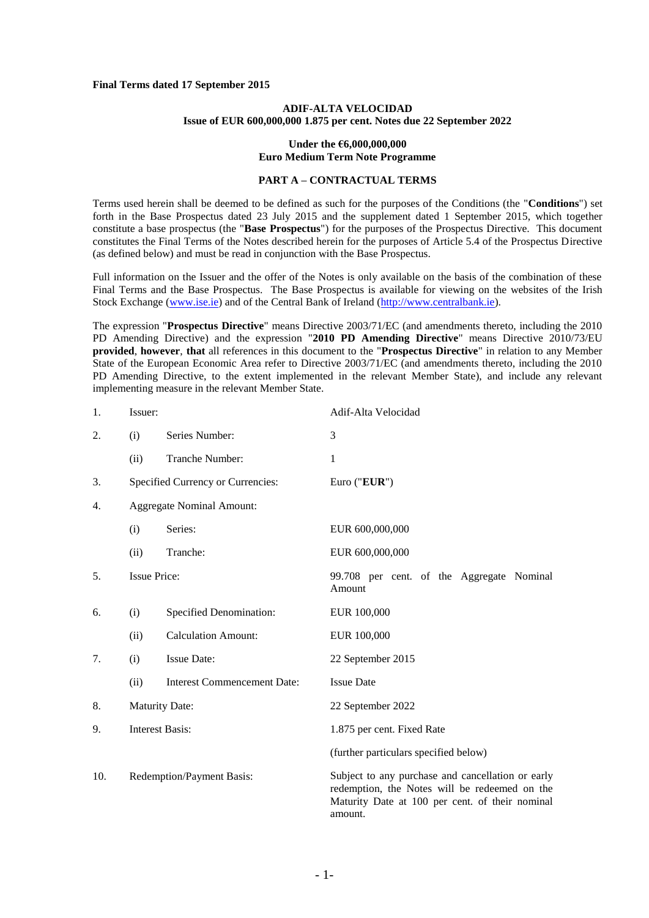**Final Terms dated 17 September 2015**

**ADIF-ALTA VELOCIDAD**
**Issue of EUR 600,000,000 1.875 per cent. Notes due 22 September 2022**

**Under the €6,000,000,000**
**Euro Medium Term Note Programme**

**PART A – CONTRACTUAL TERMS**

Terms used herein shall be deemed to be defined as such for the purposes of the Conditions (the "**Conditions**") set forth in the Base Prospectus dated 23 July 2015 and the supplement dated 1 September 2015, which together constitute a base prospectus (the "**Base Prospectus**") for the purposes of the Prospectus Directive. This document constitutes the Final Terms of the Notes described herein for the purposes of Article 5.4 of the Prospectus Directive (as defined below) and must be read in conjunction with the Base Prospectus.

Full information on the Issuer and the offer of the Notes is only available on the basis of the combination of these Final Terms and the Base Prospectus. The Base Prospectus is available for viewing on the websites of the Irish Stock Exchange (www.ise.ie) and of the Central Bank of Ireland (http://www.centralbank.ie).

The expression "**Prospectus Directive**" means Directive 2003/71/EC (and amendments thereto, including the 2010 PD Amending Directive) and the expression "**2010 PD Amending Directive**" means Directive 2010/73/EU **provided**, **however**, **that** all references in this document to the "**Prospectus Directive**" in relation to any Member State of the European Economic Area refer to Directive 2003/71/EC (and amendments thereto, including the 2010 PD Amending Directive, to the extent implemented in the relevant Member State), and include any relevant implementing measure in the relevant Member State.

| | | | |
|---|---|---|---|
| 1. | Issuer: | | Adif-Alta Velocidad |
| 2. | (i) | Series Number: | 3 |
| | (ii) | Tranche Number: | 1 |
| 3. | Specified Currency or Currencies: | | Euro ("**EUR**") |
| 4. | Aggregate Nominal Amount: | | |
| | (i) | Series: | EUR 600,000,000 |
| | (ii) | Tranche: | EUR 600,000,000 |
| 5. | Issue Price: | | 99.708 per cent. of the Aggregate Nominal Amount |
| 6. | (i) | Specified Denomination: | EUR 100,000 |
| | (ii) | Calculation Amount: | EUR 100,000 |
| 7. | (i) | Issue Date: | 22 September 2015 |
| | (ii) | Interest Commencement Date: | Issue Date |
| 8. | Maturity Date: | | 22 September 2022 |
| 9. | Interest Basis: | | 1.875 per cent. Fixed Rate |
| | | | (further particulars specified below) |
| 10. | Redemption/Payment Basis: | | Subject to any purchase and cancellation or early redemption, the Notes will be redeemed on the Maturity Date at 100 per cent. of their nominal amount. |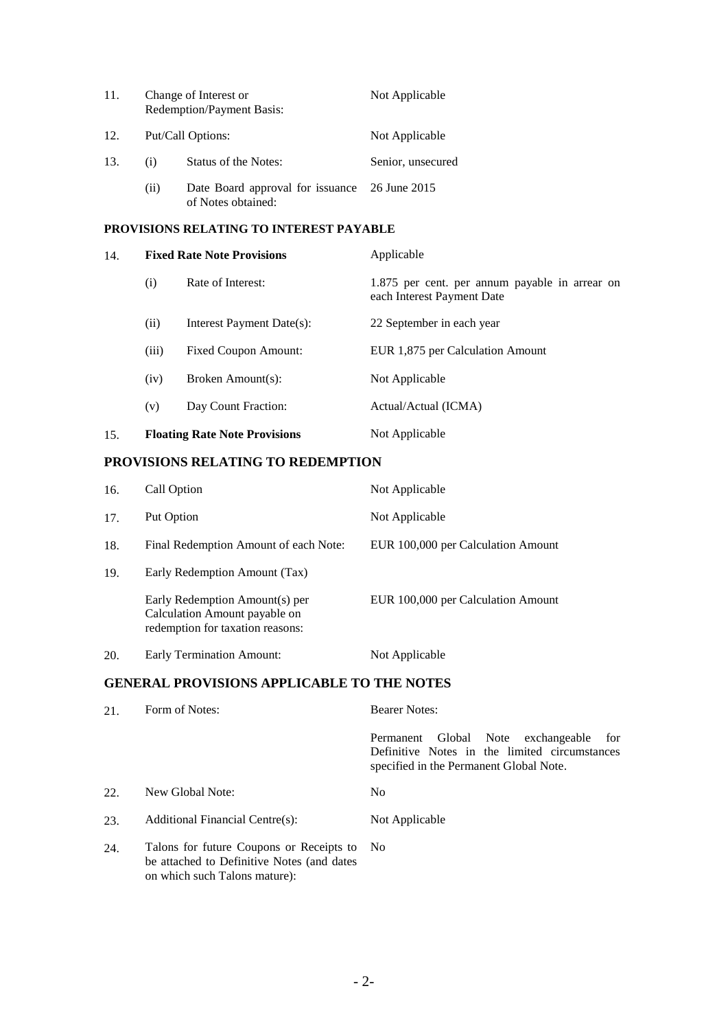| | | | |
|---|---|---|---|
| 11. | Change of Interest or Redemption/Payment Basis: | | Not Applicable |
| 12. | Put/Call Options: | | Not Applicable |
| 13. | (i) | Status of the Notes: | Senior, unsecured |
| | (ii) | Date Board approval for issuance of Notes obtained: | 26 June 2015 |

**PROVISIONS RELATING TO INTEREST PAYABLE**

| | | | |
|---|---|---|---|
| 14. | **Fixed Rate Note Provisions** | | Applicable |
| | (i) | Rate of Interest: | 1.875 per cent. per annum payable in arrear on each Interest Payment Date |
| | (ii) | Interest Payment Date(s): | 22 September in each year |
| | (iii) | Fixed Coupon Amount: | EUR 1,875 per Calculation Amount |
| | (iv) | Broken Amount(s): | Not Applicable |
| | (v) | Day Count Fraction: | Actual/Actual (ICMA) |
| 15. | **Floating Rate Note Provisions** | | Not Applicable |

## PROVISIONS RELATING TO REDEMPTION

| | | |
|---|---|---|
| 16. | Call Option | Not Applicable |
| 17. | Put Option | Not Applicable |
| 18. | Final Redemption Amount of each Note: | EUR 100,000 per Calculation Amount |
| 19. | Early Redemption Amount (Tax) | |
| | Early Redemption Amount(s) per Calculation Amount payable on redemption for taxation reasons: | EUR 100,000 per Calculation Amount |
| 20. | Early Termination Amount: | Not Applicable |

**GENERAL PROVISIONS APPLICABLE TO THE NOTES**

| | | |
|---|---|---|
| 21. | Form of Notes: | Bearer Notes: |
| | | Permanent Global Note exchangeable for Definitive Notes in the limited circumstances specified in the Permanent Global Note. |
| 22. | New Global Note: | No |
| 23. | Additional Financial Centre(s): | Not Applicable |
| 24. | Talons for future Coupons or Receipts to be attached to Definitive Notes (and dates on which such Talons mature): | No |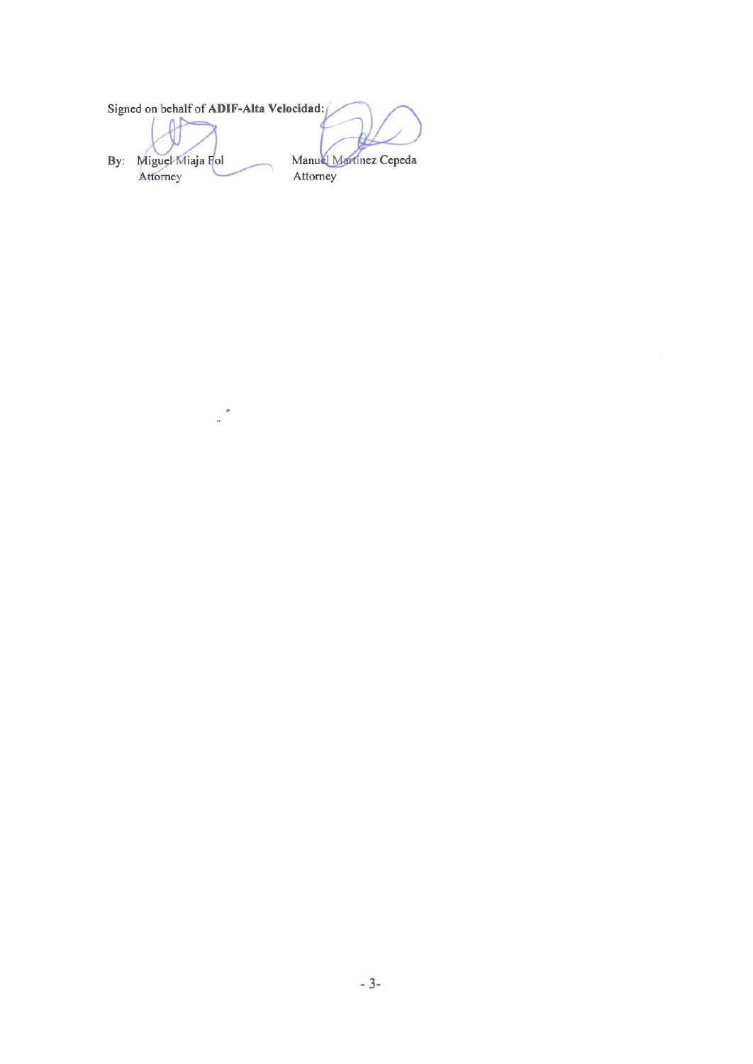Signed on behalf of **ADIF-Alta Velocidad**:

By: Miguel Miaja Fol  
Attorney

Manuel Martinez Cepeda  
Attorney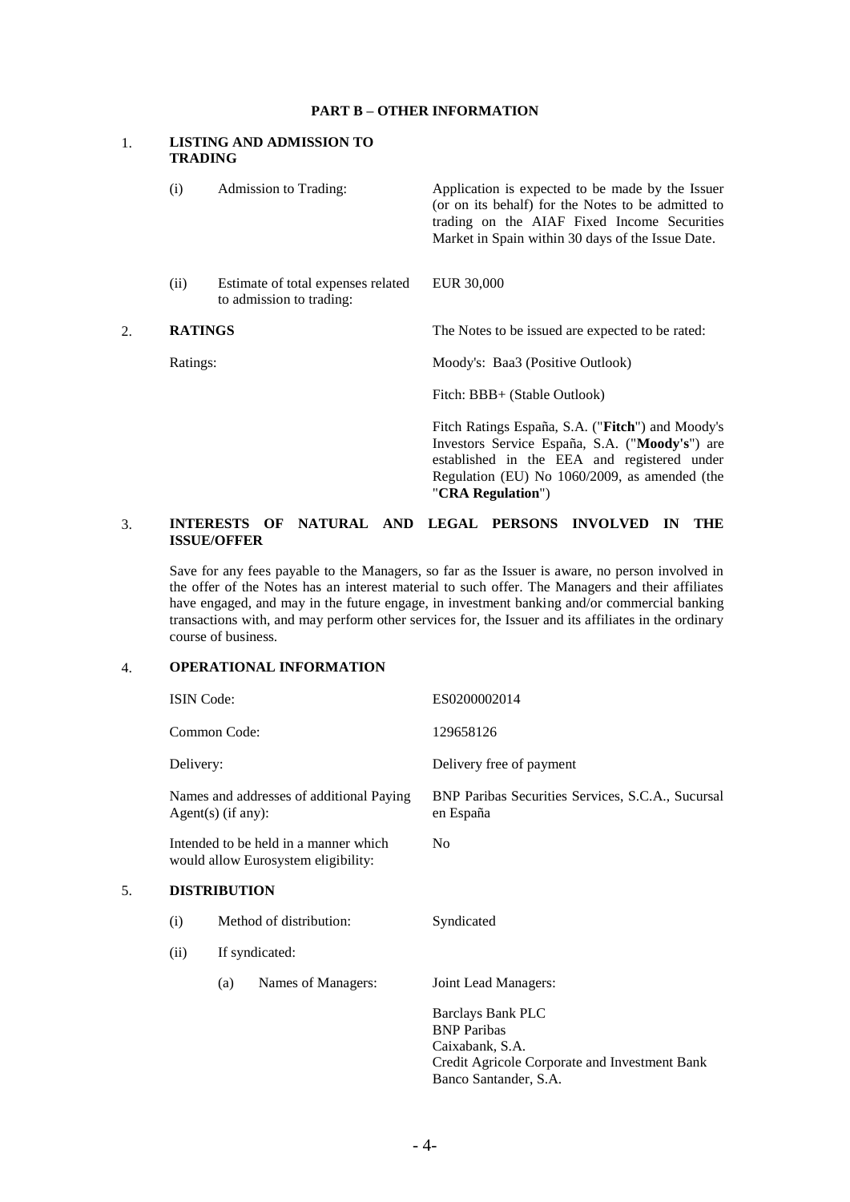## PART B – OTHER INFORMATION

### 1. LISTING AND ADMISSION TO TRADING

| | | |
|---|---|---|
| (i) | Admission to Trading: | Application is expected to be made by the Issuer (or on its behalf) for the Notes to be admitted to trading on the AIAF Fixed Income Securities Market in Spain within 30 days of the Issue Date. |
| (ii) | Estimate of total expenses related to admission to trading: | EUR 30,000 |

### 2. RATINGS

The Notes to be issued are expected to be rated:

Ratings:

Moody's: Baa3 (Positive Outlook)

Fitch: BBB+ (Stable Outlook)

Fitch Ratings España, S.A. ("**Fitch**") and Moody's Investors Service España, S.A. ("**Moody's**") are established in the EEA and registered under Regulation (EU) No 1060/2009, as amended (the "**CRA Regulation**")

### 3. INTERESTS OF NATURAL AND LEGAL PERSONS INVOLVED IN THE ISSUE/OFFER

Save for any fees payable to the Managers, so far as the Issuer is aware, no person involved in the offer of the Notes has an interest material to such offer. The Managers and their affiliates have engaged, and may in the future engage, in investment banking and/or commercial banking transactions with, and may perform other services for, the Issuer and its affiliates in the ordinary course of business.

### 4. OPERATIONAL INFORMATION

| | |
|---|---|
| ISIN Code: | ES0200002014 |
| Common Code: | 129658126 |
| Delivery: | Delivery free of payment |
| Names and addresses of additional Paying Agent(s) (if any): | BNP Paribas Securities Services, S.C.A., Sucursal en España |
| Intended to be held in a manner which would allow Eurosystem eligibility: | No |

### 5. DISTRIBUTION

| | | |
|---|---|---|
| (i) | Method of distribution: | Syndicated |
| (ii) | If syndicated: | |
| | (a) Names of Managers: | Joint Lead Managers:<br><br>Barclays Bank PLC<br>BNP Paribas<br>Caixabank, S.A.<br>Credit Agricole Corporate and Investment Bank<br>Banco Santander, S.A. |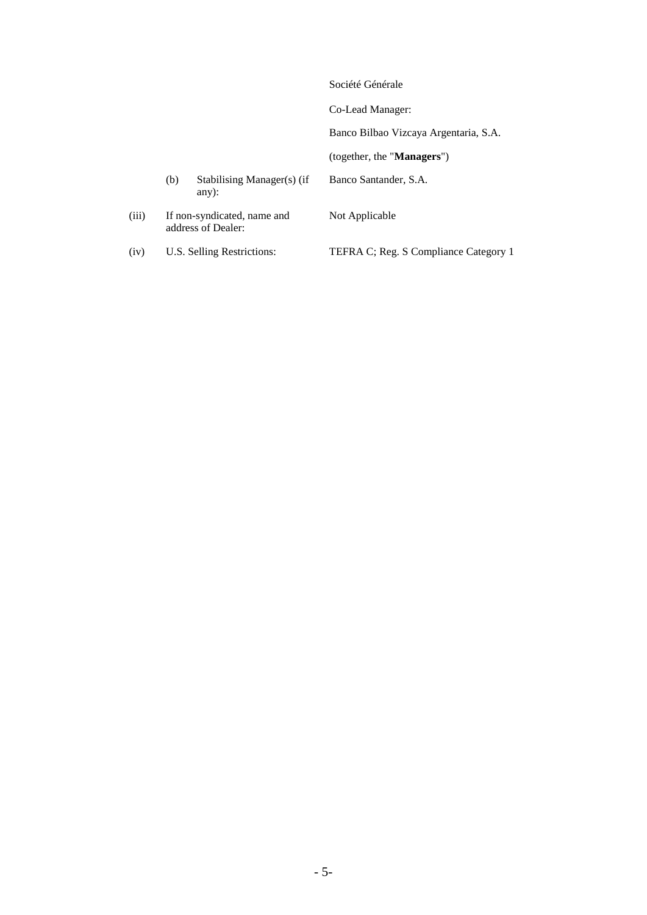| | | | |
|---|---|---|---|
| | | | Société Générale |
| | | | Co-Lead Manager: |
| | | | Banco Bilbao Vizcaya Argentaria, S.A. |
| | | | (together, the "**Managers**") |
| | (b) | Stabilising Manager(s) (if any): | Banco Santander, S.A. |
| (iii) | If non-syndicated, name and address of Dealer: | | Not Applicable |
| (iv) | U.S. Selling Restrictions: | | TEFRA C; Reg. S Compliance Category 1 |